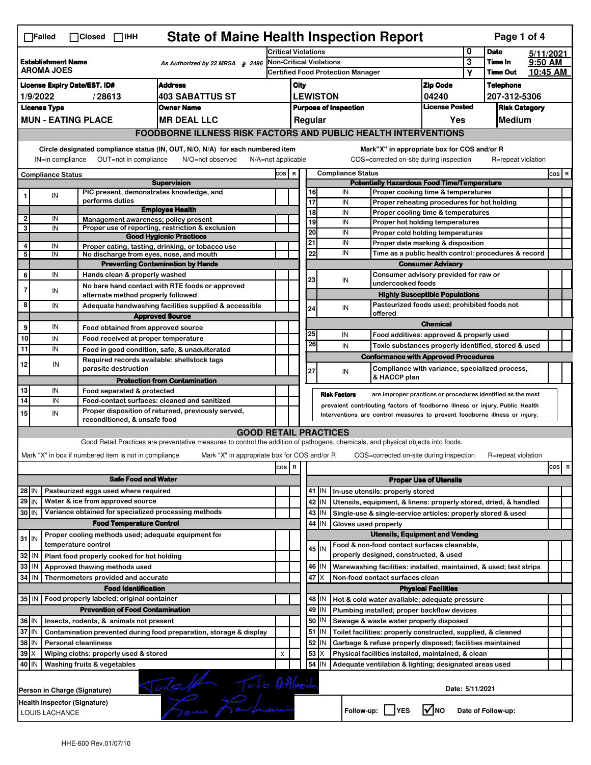☐Failed ☐Closed ☐IHH

# State of Maine Health Inspection Report

| Establishment Name | As Authorized by 22 MRSA § 2496 | Critical Violations | 0 | Date | 5/11/2021 |
|---|---|---|---|---|---|
| AROMA JOES | | Non-Critical Violations | 3 | Time In | 9:50 AM |
| | | Certified Food Protection Manager | Y | Time Out | 10:45 AM |

| License Expiry Date/EST. ID# | Address | City | Zip Code | Telephone |
|---|---|---|---|---|
| 1/9/2022 / 28613 | 403 SABATTUS ST | LEWISTON | 04240 | 207-312-5306 |

| License Type | Owner Name | Purpose of Inspection | License Posted | Risk Category |
|---|---|---|---|---|
| MUN - EATING PLACE | MR DEAL LLC | Regular | Yes | Medium |

## FOODBORNE ILLNESS RISK FACTORS AND PUBLIC HEALTH INTERVENTIONS

Circle designated compliance status (IN, OUT, N/O, N/A) for each numbered item — IN=in compliance, OUT=not in compliance, N/O=not observed, N/A=not applicable

Mark "X" in appropriate box for COS and/or R — COS=corrected on-site during inspection, R=repeat violation

| # | Compliance Status | Item | COS | R |
|---|---|---|---|---|
| | | **Supervision** | | |
| 1 | IN | PIC present, demonstrates knowledge, and performs duties | | |
| | | **Employee Health** | | |
| 2 | IN | Management awareness; policy present | | |
| 3 | IN | Proper use of reporting, restriction & exclusion | | |
| | | **Good Hygienic Practices** | | |
| 4 | IN | Proper eating, tasting, drinking, or tobacco use | | |
| 5 | IN | No discharge from eyes, nose, and mouth | | |
| | | **Preventing Contamination by Hands** | | |
| 6 | IN | Hands clean & properly washed | | |
| 7 | IN | No bare hand contact with RTE foods or approved alternate method properly followed | | |
| 8 | IN | Adequate handwashing facilities supplied & accessible | | |
| | | **Approved Source** | | |
| 9 | IN | Food obtained from approved source | | |
| 10 | IN | Food received at proper temperature | | |
| 11 | IN | Food in good condition, safe, & unadulterated | | |
| 12 | IN | Required records available: shellstock tags parasite destruction | | |
| | | **Protection from Contamination** | | |
| 13 | IN | Food separated & protected | | |
| 14 | IN | Food-contact surfaces: cleaned and sanitized | | |
| 15 | IN | Proper disposition of returned, previously served, reconditioned, & unsafe food | | |
| | | **Potentially Hazardous Food Time/Temperature** | | |
| 16 | IN | Proper cooking time & temperatures | | |
| 17 | IN | Proper reheating procedures for hot holding | | |
| 18 | IN | Proper cooling time & temperatures | | |
| 19 | IN | Proper hot holding temperatures | | |
| 20 | IN | Proper cold holding temperatures | | |
| 21 | IN | Proper date marking & disposition | | |
| 22 | IN | Time as a public health control: procedures & record | | |
| | | **Consumer Advisory** | | |
| 23 | IN | Consumer advisory provided for raw or undercooked foods | | |
| | | **Highly Susceptible Populations** | | |
| 24 | IN | Pasteurized foods used; prohibited foods not offered | | |
| | | **Chemical** | | |
| 25 | IN | Food additives: approved & properly used | | |
| 26 | IN | Toxic substances properly identified, stored & used | | |
| | | **Conformance with Approved Procedures** | | |
| 27 | IN | Compliance with variance, specialized process, & HACCP plan | | |

**Risk Factors** are improper practices or procedures identified as the most prevalent contributing factors of foodborne illness or injury. Public Health Interventions are control measures to prevent foodborne illness or injury.

## GOOD RETAIL PRACTICES

Good Retail Practices are preventative measures to control the addition of pathogens, chemicals, and physical objects into foods.

Mark "X" in box if numbered item is not in compliance. Mark "X" in appropriate box for COS and/or R. COS=corrected on-site during inspection, R=repeat violation

| # | Status | Item | COS | R |
|---|---|---|---|---|
| | | **Safe Food and Water** | | |
| 28 | IN | Pasteurized eggs used where required | | |
| 29 | IN | Water & ice from approved source | | |
| 30 | IN | Variance obtained for specialized processing methods | | |
| | | **Food Temperature Control** | | |
| 31 | IN | Proper cooling methods used; adequate equipment for temperature control | | |
| 32 | IN | Plant food properly cooked for hot holding | | |
| 33 | IN | Approved thawing methods used | | |
| 34 | IN | Thermometers provided and accurate | | |
| | | **Food Identification** | | |
| 35 | IN | Food properly labeled; original container | | |
| | | **Prevention of Food Contamination** | | |
| 36 | IN | Insects, rodents, & animals not present | | |
| 37 | IN | Contamination prevented during food preparation, storage & display | | |
| 38 | IN | Personal cleanliness | | |
| 39 | X | Wiping cloths: properly used & stored | X | |
| 40 | IN | Washing fruits & vegetables | | |
| | | **Proper Use of Utensils** | | |
| 41 | IN | In-use utensils: properly stored | | |
| 42 | IN | Utensils, equipment, & linens: properly stored, dried, & handled | | |
| 43 | IN | Single-use & single-service articles: properly stored & used | | |
| 44 | IN | Gloves used properly | | |
| | | **Utensils, Equipment and Vending** | | |
| 45 | IN | Food & non-food contact surfaces cleanable, properly designed, constructed, & used | | |
| 46 | IN | Warewashing facilities: installed, maintained, & used; test strips | | |
| 47 | X | Non-food contact surfaces clean | | |
| | | **Physical Facilities** | | |
| 48 | IN | Hot & cold water available; adequate pressure | | |
| 49 | IN | Plumbing installed; proper backflow devices | | |
| 50 | IN | Sewage & waste water properly disposed | | |
| 51 | IN | Toilet facilities: properly constructed, supplied, & cleaned | | |
| 52 | IN | Garbage & refuse properly disposed; facilities maintained | | |
| 53 | X | Physical facilities installed, maintained, & clean | | |
| 54 | IN | Adequate ventilation & lighting; designated areas used | | |

Person in Charge (Signature): Tulio DeAlmeida

Date: 5/11/2021

Health Inspector (Signature): LOUIS LACHANCE

Follow-up: ☐ YES ☑ NO    Date of Follow-up:

HHE-600 Rev.01/07/10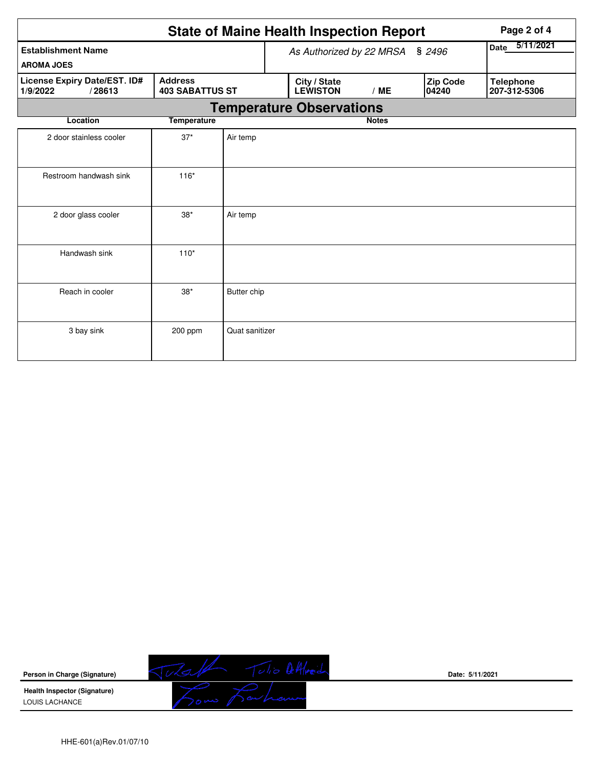# State of Maine Health Inspection Report

| Establishment Name | As Authorized by 22 MRSA § 2496 | Date 5/11/2021 |
|---|---|---|
| AROMA JOES | | |

| License Expiry Date/EST. ID# | Address | City / State | Zip Code | Telephone |
|---|---|---|---|---|
| 1/9/2022 / 28613 | 403 SABATTUS ST | LEWISTON / ME | 04240 | 207-312-5306 |

## Temperature Observations

| Location | Temperature | Notes |
|---|---|---|
| 2 door stainless cooler | 37* | Air temp |
| Restroom handwash sink | 116* | |
| 2 door glass cooler | 38* | Air temp |
| Handwash sink | 110* | |
| Reach in cooler | 38* | Butter chip |
| 3 bay sink | 200 ppm | Quat sanitizer |

**Person in Charge (Signature)** Date: 5/11/2021

**Health Inspector (Signature)**
LOUIS LACHANCE

HHE-601(a)Rev.01/07/10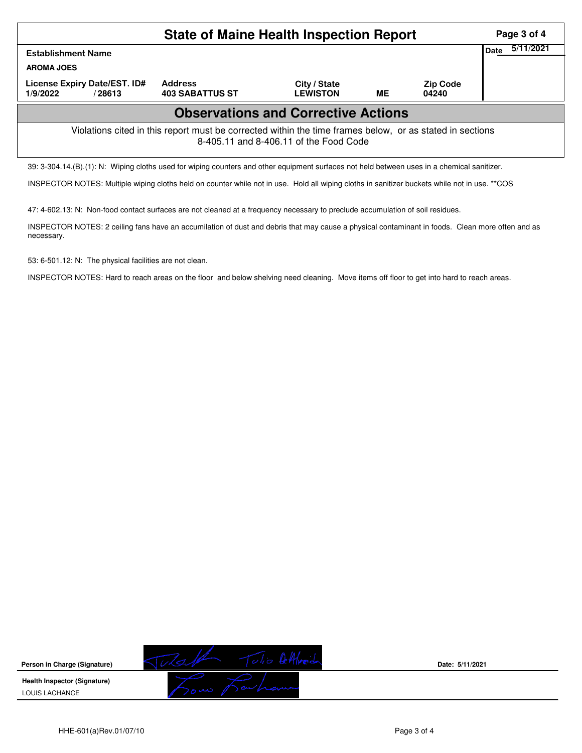# State of Maine Health Inspection Report

| Establishment Name | | | | | Date 5/11/2021 |
|---|---|---|---|---|---|
| AROMA JOES | | | | | |
| License Expiry Date/EST. ID# | Address | City / State | | Zip Code | |
| 1/9/2022 / 28613 | 403 SABATTUS ST | LEWISTON | ME | 04240 | |

## Observations and Corrective Actions

Violations cited in this report must be corrected within the time frames below, or as stated in sections 8-405.11 and 8-406.11 of the Food Code

39: 3-304.14.(B).(1): N: Wiping cloths used for wiping counters and other equipment surfaces not held between uses in a chemical sanitizer.

INSPECTOR NOTES: Multiple wiping cloths held on counter while not in use. Hold all wiping cloths in sanitizer buckets while not in use. **COS

47: 4-602.13: N: Non-food contact surfaces are not cleaned at a frequency necessary to preclude accumulation of soil residues.

INSPECTOR NOTES: 2 ceiling fans have an accumilation of dust and debris that may cause a physical contaminant in foods. Clean more often and as necessary.

53: 6-501.12: N: The physical facilities are not clean.

INSPECTOR NOTES: Hard to reach areas on the floor and below shelving need cleaning. Move items off floor to get into hard to reach areas.

| | | |
|---|---|---|
| **Person in Charge (Signature)** | Tulio DeAlmeida | **Date: 5/11/2021** |
| **Health Inspector (Signature)** LOUIS LACHANCE | Louis Lachance | |

HHE-601(a)Rev.01/07/10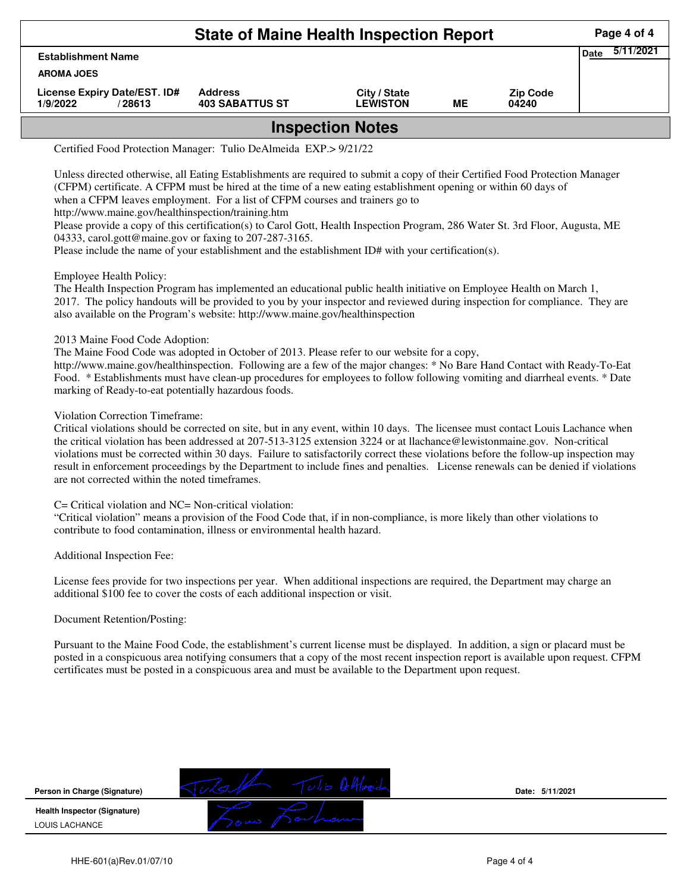# State of Maine Health Inspection Report

| | | | | | |
|---|---|---|---|---|---|
| **Establishment Name** | | | | | **Date** 5/11/2021 |
| **AROMA JOES** | | | | | |
| **License Expiry Date/EST. ID#** | **Address** | **City / State** | | **Zip Code** | |
| **1/9/2022 / 28613** | **403 SABATTUS ST** | **LEWISTON** | **ME** | **04240** | |

## Inspection Notes

Certified Food Protection Manager: Tulio DeAlmeida EXP.> 9/21/22

Unless directed otherwise, all Eating Establishments are required to submit a copy of their Certified Food Protection Manager (CFPM) certificate. A CFPM must be hired at the time of a new eating establishment opening or within 60 days of when a CFPM leaves employment. For a list of CFPM courses and trainers go to http://www.maine.gov/healthinspection/training.htm
Please provide a copy of this certification(s) to Carol Gott, Health Inspection Program, 286 Water St. 3rd Floor, Augusta, ME 04333, carol.gott@maine.gov or faxing to 207-287-3165.
Please include the name of your establishment and the establishment ID# with your certification(s).

Employee Health Policy:
The Health Inspection Program has implemented an educational public health initiative on Employee Health on March 1, 2017. The policy handouts will be provided to you by your inspector and reviewed during inspection for compliance. They are also available on the Program's website: http://www.maine.gov/healthinspection

2013 Maine Food Code Adoption:
The Maine Food Code was adopted in October of 2013. Please refer to our website for a copy, http://www.maine.gov/healthinspection. Following are a few of the major changes: * No Bare Hand Contact with Ready-To-Eat Food. * Establishments must have clean-up procedures for employees to follow following vomiting and diarrheal events. * Date marking of Ready-to-eat potentially hazardous foods.

Violation Correction Timeframe:
Critical violations should be corrected on site, but in any event, within 10 days. The licensee must contact Louis Lachance when the critical violation has been addressed at 207-513-3125 extension 3224 or at llachance@lewistonmaine.gov. Non-critical violations must be corrected within 30 days. Failure to satisfactorily correct these violations before the follow-up inspection may result in enforcement proceedings by the Department to include fines and penalties. License renewals can be denied if violations are not corrected within the noted timeframes.

C= Critical violation and NC= Non-critical violation:
"Critical violation" means a provision of the Food Code that, if in non-compliance, is more likely than other violations to contribute to food contamination, illness or environmental health hazard.

Additional Inspection Fee:

License fees provide for two inspections per year. When additional inspections are required, the Department may charge an additional $100 fee to cover the costs of each additional inspection or visit.

Document Retention/Posting:

Pursuant to the Maine Food Code, the establishment's current license must be displayed. In addition, a sign or placard must be posted in a conspicuous area notifying consumers that a copy of the most recent inspection report is available upon request. CFPM certificates must be posted in a conspicuous area and must be available to the Department upon request.

**Person in Charge (Signature)** Tulio DeAlmeida **Date: 5/11/2021**

**Health Inspector (Signature)**
LOUIS LACHANCE

HHE-601(a)Rev.01/07/10